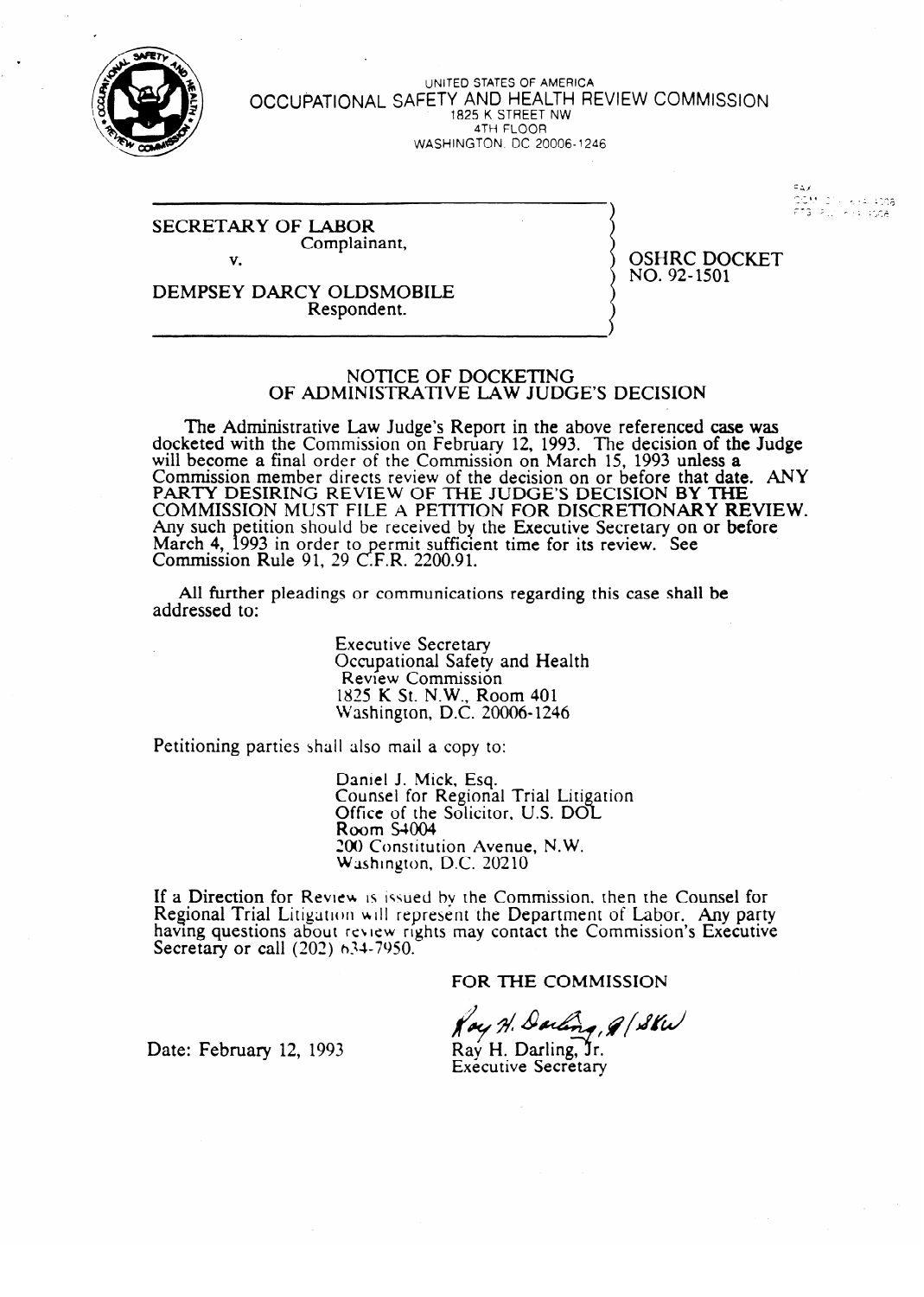UNITED STATES OF AMERICA

OCCUPATIONAL SAFETY AND HEALTH REVIEW COMMISSION

1825 K STREET NW

4TH FLOOR

WASHINGTON, DC 20006-1246

SECRETARY OF LABOR
Complainant,

v.

DEMPSEY DARCY OLDSMOBILE
Respondent.

OSHRC DOCKET NO. 92-1501

## NOTICE OF DOCKETING OF ADMINISTRATIVE LAW JUDGE'S DECISION

The Administrative Law Judge's Report in the above referenced case was docketed with the Commission on February 12, 1993. The decision of the Judge will become a final order of the Commission on March 15, 1993 unless a Commission member directs review of the decision on or before that date. ANY PARTY DESIRING REVIEW OF THE JUDGE'S DECISION BY THE COMMISSION MUST FILE A PETITION FOR DISCRETIONARY REVIEW. Any such petition should be received by the Executive Secretary on or before March 4, 1993 in order to permit sufficient time for its review. See Commission Rule 91, 29 C.F.R. 2200.91.

All further pleadings or communications regarding this case shall be addressed to:

Executive Secretary
Occupational Safety and Health Review Commission
1825 K St. N.W., Room 401
Washington, D.C. 20006-1246

Petitioning parties shall also mail a copy to:

Daniel J. Mick, Esq.
Counsel for Regional Trial Litigation
Office of the Solicitor, U.S. DOL
Room S4004
200 Constitution Avenue, N.W.
Washington, D.C. 20210

If a Direction for Review is issued by the Commission, then the Counsel for Regional Trial Litigation will represent the Department of Labor. Any party having questions about review rights may contact the Commission's Executive Secretary or call (202) 634-7950.

FOR THE COMMISSION

Date: February 12, 1993

Ray H. Darling, Jr.
Executive Secretary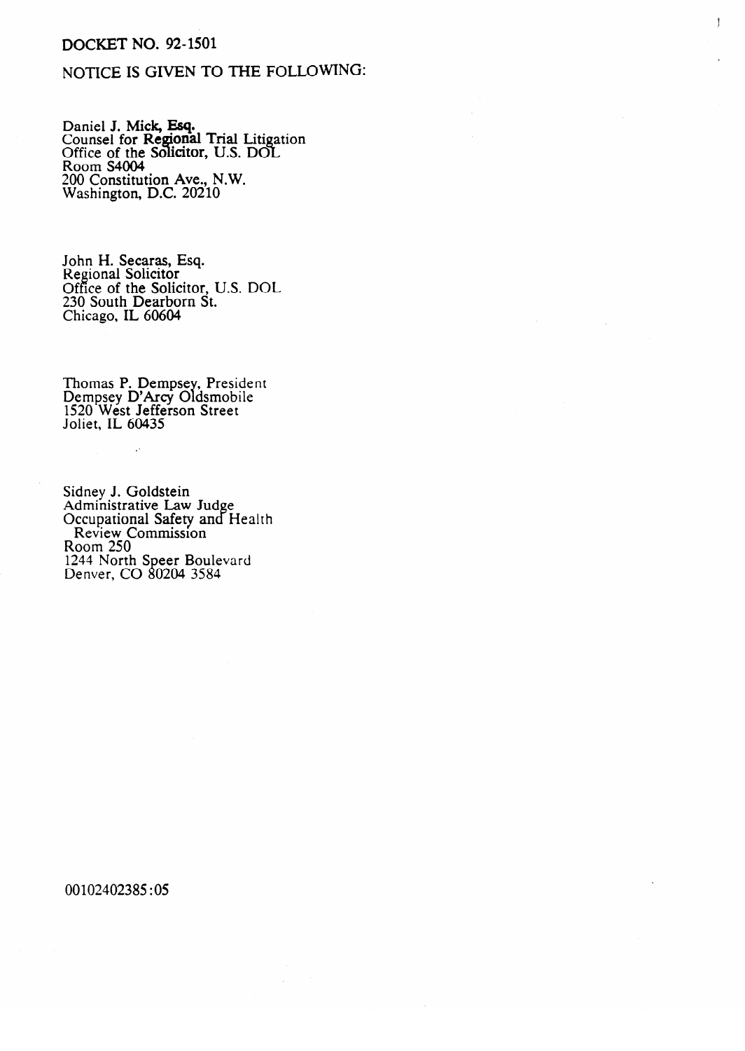DOCKET NO. 92-1501

NOTICE IS GIVEN TO THE FOLLOWING:

Daniel J. Mick, Esq.
Counsel for Regional Trial Litigation
Office of the Solicitor, U.S. DOL
Room S4004
200 Constitution Ave., N.W.
Washington, D.C. 20210

John H. Secaras, Esq.
Regional Solicitor
Office of the Solicitor, U.S. DOL
230 South Dearborn St.
Chicago, IL 60604

Thomas P. Dempsey, President
Dempsey D'Arcy Oldsmobile
1520 West Jefferson Street
Joliet, IL 60435

Sidney J. Goldstein
Administrative Law Judge
Occupational Safety and Health
Review Commission
Room 250
1244 North Speer Boulevard
Denver, CO 80204 3584

00102402385:05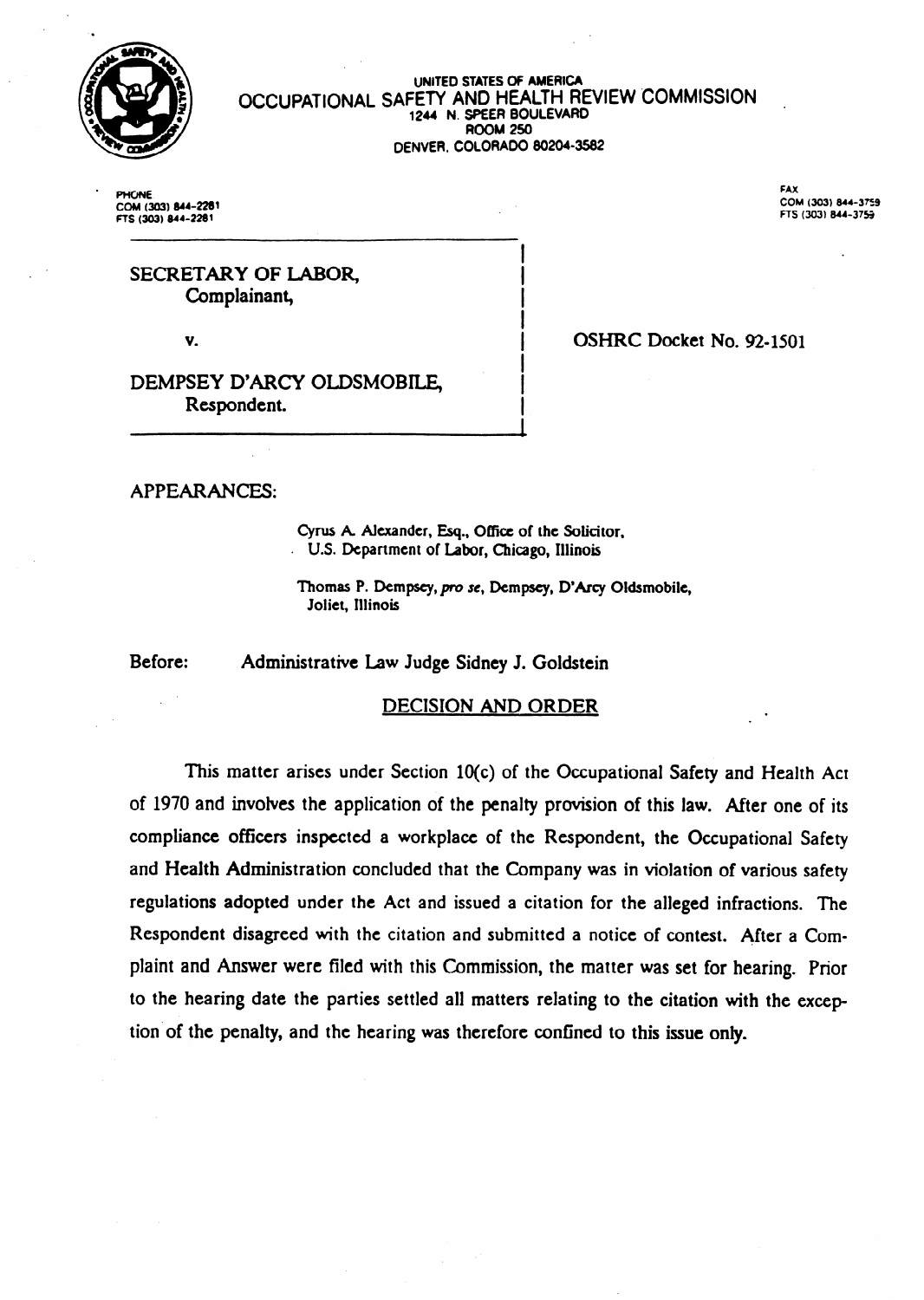UNITED STATES OF AMERICA

OCCUPATIONAL SAFETY AND HEALTH REVIEW COMMISSION

1244 N. SPEER BOULEVARD

ROOM 250

DENVER, COLORADO 80204-3582

PHONE
COM (303) 844-2281
FTS (303) 844-2281

FAX
COM (303) 844-3759
FTS (303) 844-3759

SECRETARY OF LABOR,
Complainant,

v.

DEMPSEY D'ARCY OLDSMOBILE,
Respondent.

OSHRC Docket No. 92-1501

APPEARANCES:

Cyrus A. Alexander, Esq., Office of the Solicitor, U.S. Department of Labor, Chicago, Illinois

Thomas P. Dempsey, *pro se*, Dempsey, D'Arcy Oldsmobile, Joliet, Illinois

Before: Administrative Law Judge Sidney J. Goldstein

## DECISION AND ORDER

This matter arises under Section 10(c) of the Occupational Safety and Health Act of 1970 and involves the application of the penalty provision of this law. After one of its compliance officers inspected a workplace of the Respondent, the Occupational Safety and Health Administration concluded that the Company was in violation of various safety regulations adopted under the Act and issued a citation for the alleged infractions. The Respondent disagreed with the citation and submitted a notice of contest. After a Complaint and Answer were filed with this Commission, the matter was set for hearing. Prior to the hearing date the parties settled all matters relating to the citation with the exception of the penalty, and the hearing was therefore confined to this issue only.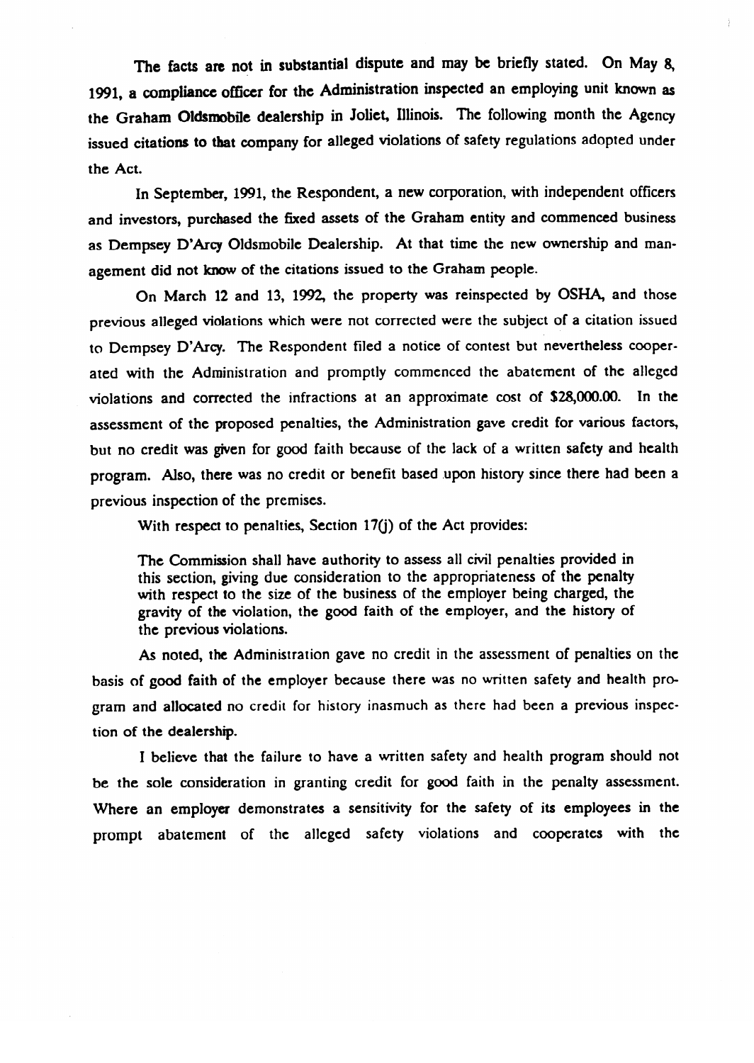The facts are not in substantial dispute and may be briefly stated. On May 8, 1991, a compliance officer for the Administration inspected an employing unit known as the Graham Oldsmobile dealership in Joliet, Illinois. The following month the Agency issued citations to that company for alleged violations of safety regulations adopted under the Act.

In September, 1991, the Respondent, a new corporation, with independent officers and investors, purchased the fixed assets of the Graham entity and commenced business as Dempsey D'Arcy Oldsmobile Dealership. At that time the new ownership and management did not know of the citations issued to the Graham people.

On March 12 and 13, 1992, the property was reinspected by OSHA, and those previous alleged violations which were not corrected were the subject of a citation issued to Dempsey D'Arcy. The Respondent filed a notice of contest but nevertheless cooperated with the Administration and promptly commenced the abatement of the alleged violations and corrected the infractions at an approximate cost of $28,000.00. In the assessment of the proposed penalties, the Administration gave credit for various factors, but no credit was given for good faith because of the lack of a written safety and health program. Also, there was no credit or benefit based upon history since there had been a previous inspection of the premises.

With respect to penalties, Section 17(j) of the Act provides:

> The Commission shall have authority to assess all civil penalties provided in this section, giving due consideration to the appropriateness of the penalty with respect to the size of the business of the employer being charged, the gravity of the violation, the good faith of the employer, and the history of the previous violations.

As noted, the Administration gave no credit in the assessment of penalties on the basis of good faith of the employer because there was no written safety and health program and allocated no credit for history inasmuch as there had been a previous inspection of the dealership.

I believe that the failure to have a written safety and health program should not be the sole consideration in granting credit for good faith in the penalty assessment. Where an employer demonstrates a sensitivity for the safety of its employees in the prompt abatement of the alleged safety violations and cooperates with the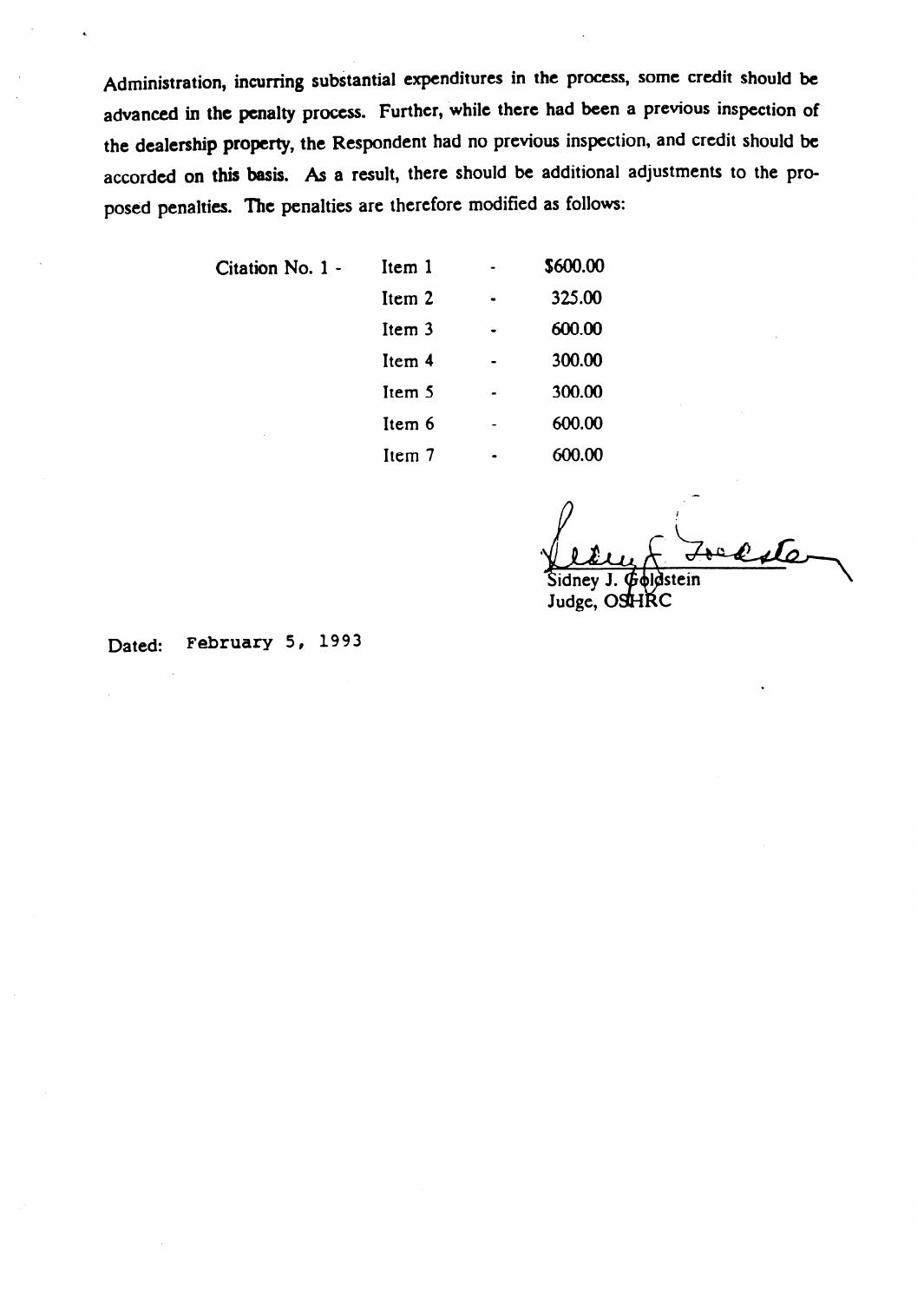Administration, incurring substantial expenditures in the process, some credit should be advanced in the penalty process. Further, while there had been a previous inspection of the dealership property, the Respondent had no previous inspection, and credit should be accorded on this basis. As a result, there should be additional adjustments to the proposed penalties. The penalties are therefore modified as follows:

| | | | |
|---|---|---|---|
| Citation No. 1 - | Item 1 | - | $600.00 |
| | Item 2 | - | 325.00 |
| | Item 3 | - | 600.00 |
| | Item 4 | - | 300.00 |
| | Item 5 | - | 300.00 |
| | Item 6 | - | 600.00 |
| | Item 7 | - | 600.00 |

Sidney J. Goldstein
Judge, OSHRC

Dated: February 5, 1993